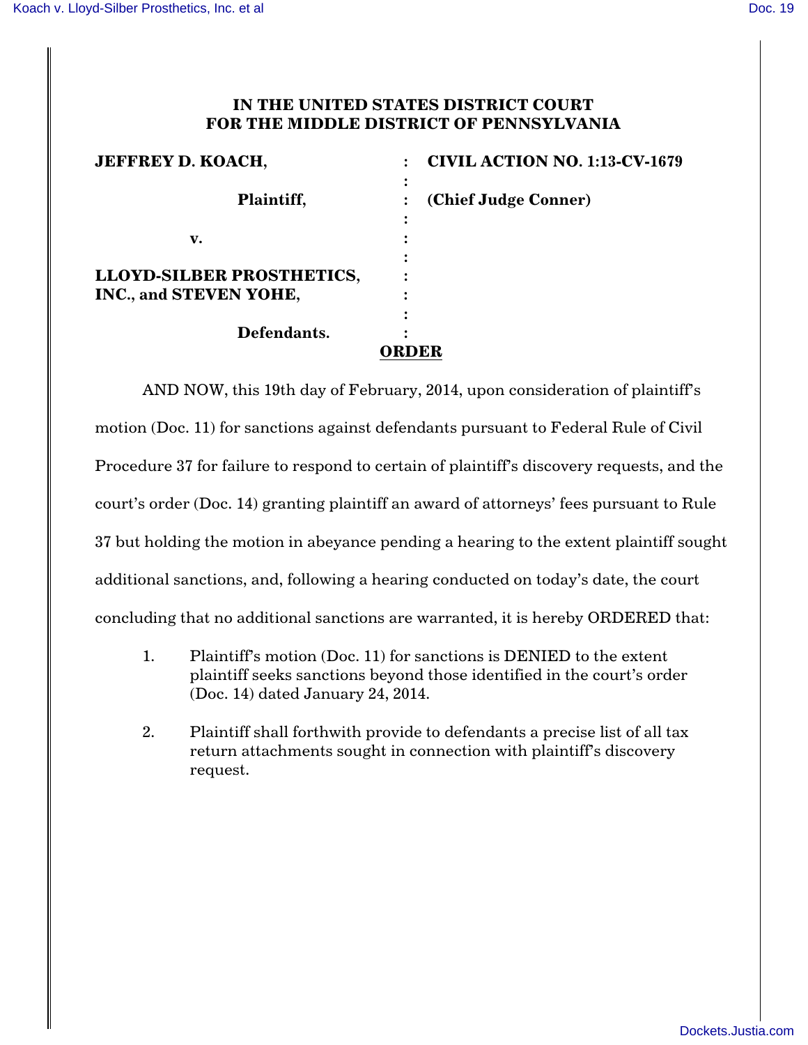**IN THE UNITED STATES DISTRICT COURT**
**FOR THE MIDDLE DISTRICT OF PENNSYLVANIA**

| | | |
|---|---|---|
| **JEFFREY D. KOACH,** | : | **CIVIL ACTION NO. 1:13-CV-1679** |
| **Plaintiff,** | : | **(Chief Judge Conner)** |
| **v.** | : | |
| **LLOYD-SILBER PROSTHETICS, INC., and STEVEN YOHE,** | : | |
| **Defendants.** | : | |

**ORDER**

AND NOW, this 19th day of February, 2014, upon consideration of plaintiff's motion (Doc. 11) for sanctions against defendants pursuant to Federal Rule of Civil Procedure 37 for failure to respond to certain of plaintiff's discovery requests, and the court's order (Doc. 14) granting plaintiff an award of attorneys' fees pursuant to Rule 37 but holding the motion in abeyance pending a hearing to the extent plaintiff sought additional sanctions, and, following a hearing conducted on today's date, the court concluding that no additional sanctions are warranted, it is hereby ORDERED that:

1. Plaintiff's motion (Doc. 11) for sanctions is DENIED to the extent plaintiff seeks sanctions beyond those identified in the court's order (Doc. 14) dated January 24, 2014.

2. Plaintiff shall forthwith provide to defendants a precise list of all tax return attachments sought in connection with plaintiff's discovery request.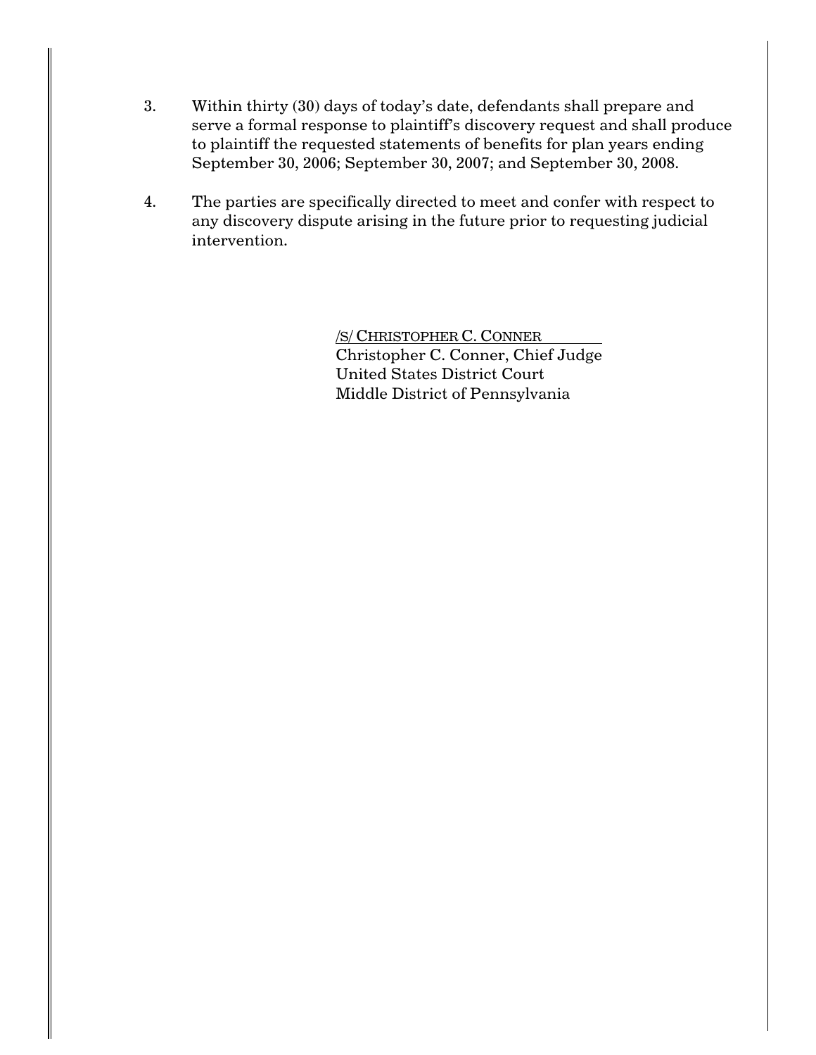3. Within thirty (30) days of today's date, defendants shall prepare and serve a formal response to plaintiff's discovery request and shall produce to plaintiff the requested statements of benefits for plan years ending September 30, 2006; September 30, 2007; and September 30, 2008.

4. The parties are specifically directed to meet and confer with respect to any discovery dispute arising in the future prior to requesting judicial intervention.

/S/ CHRISTOPHER C. CONNER
Christopher C. Conner, Chief Judge
United States District Court
Middle District of Pennsylvania